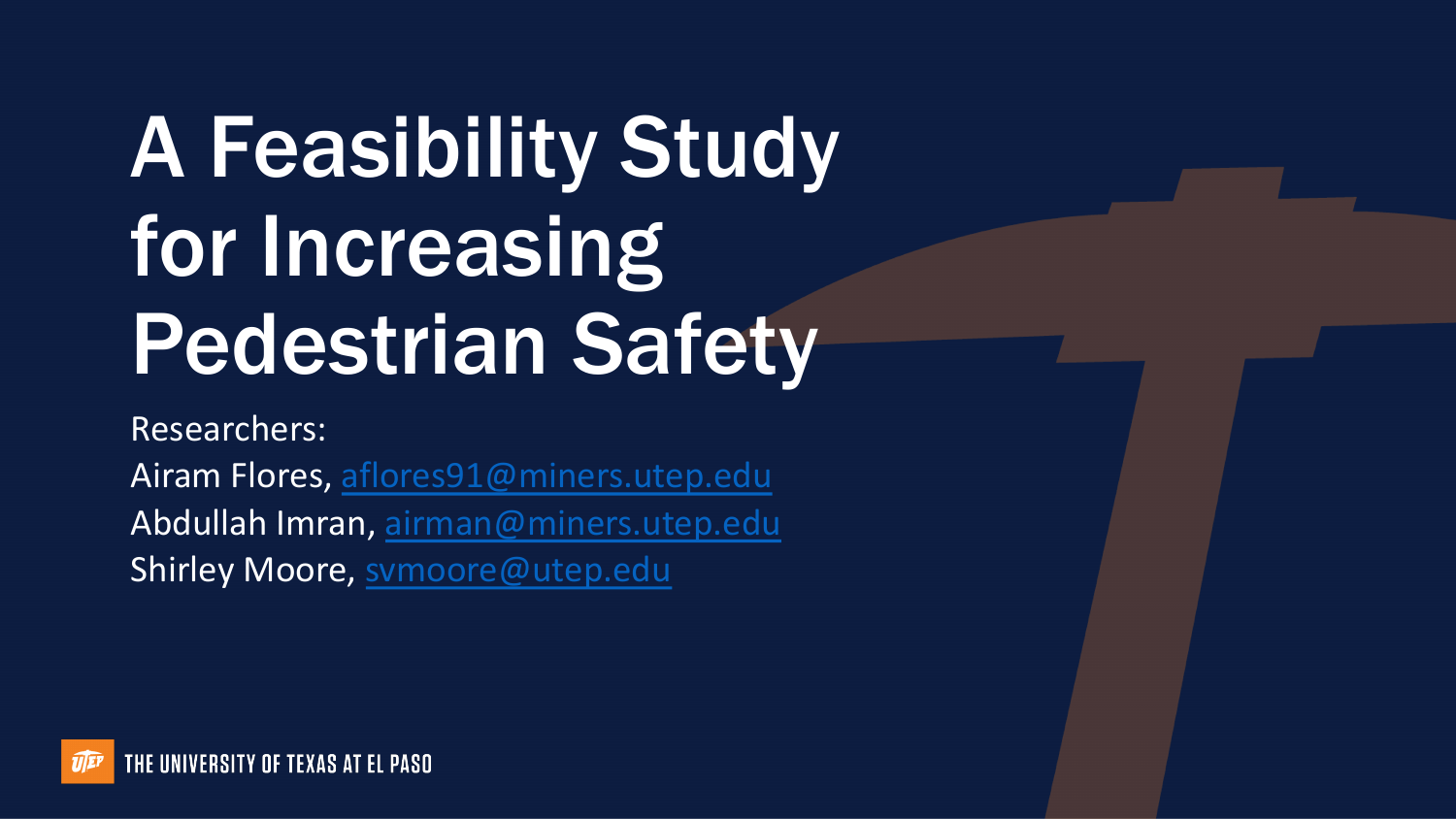# A Feasibility Study for Increasing Pedestrian Safety

Researchers:

Airam Flores, aflores91@miners.utep.edu

Abdullah Imran, airman@miners.utep.edu

Shirley Moore, svmoore@utep.edu

THE UNIVERSITY OF TEXAS AT EL PASO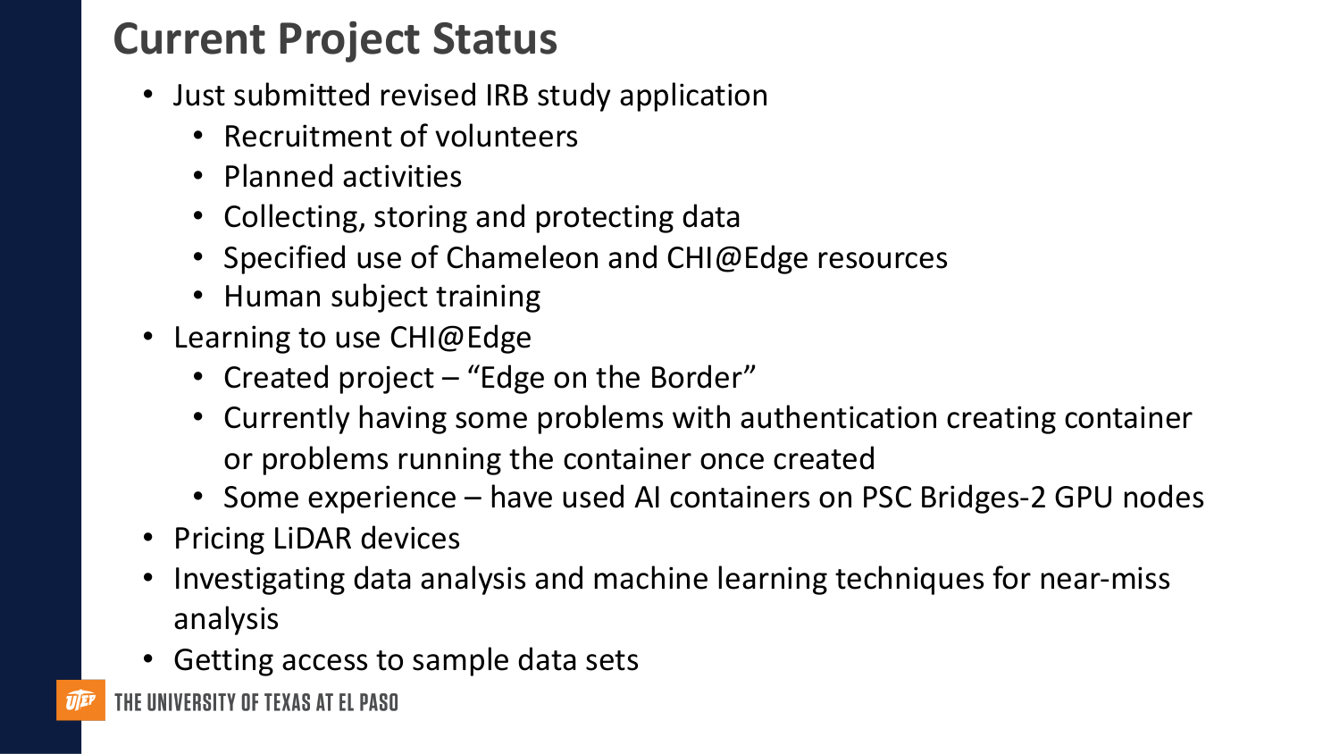# Current Project Status

- Just submitted revised IRB study application
  - Recruitment of volunteers
  - Planned activities
  - Collecting, storing and protecting data
  - Specified use of Chameleon and CHI@Edge resources
  - Human subject training
- Learning to use CHI@Edge
  - Created project – "Edge on the Border"
  - Currently having some problems with authentication creating container or problems running the container once created
  - Some experience – have used AI containers on PSC Bridges-2 GPU nodes
- Pricing LiDAR devices
- Investigating data analysis and machine learning techniques for near-miss analysis
- Getting access to sample data sets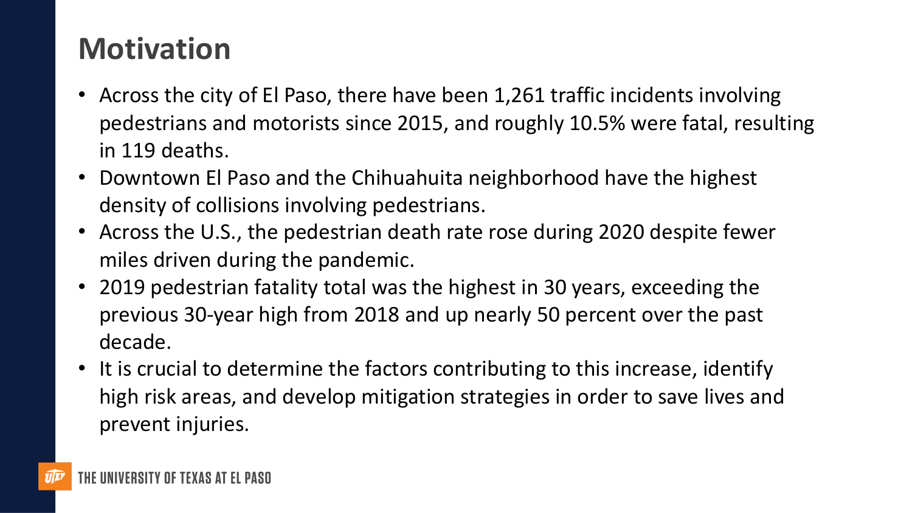# Motivation

- Across the city of El Paso, there have been 1,261 traffic incidents involving pedestrians and motorists since 2015, and roughly 10.5% were fatal, resulting in 119 deaths.
- Downtown El Paso and the Chihuahuita neighborhood have the highest density of collisions involving pedestrians.
- Across the U.S., the pedestrian death rate rose during 2020 despite fewer miles driven during the pandemic.
- 2019 pedestrian fatality total was the highest in 30 years, exceeding the previous 30-year high from 2018 and up nearly 50 percent over the past decade.
- It is crucial to determine the factors contributing to this increase, identify high risk areas, and develop mitigation strategies in order to save lives and prevent injuries.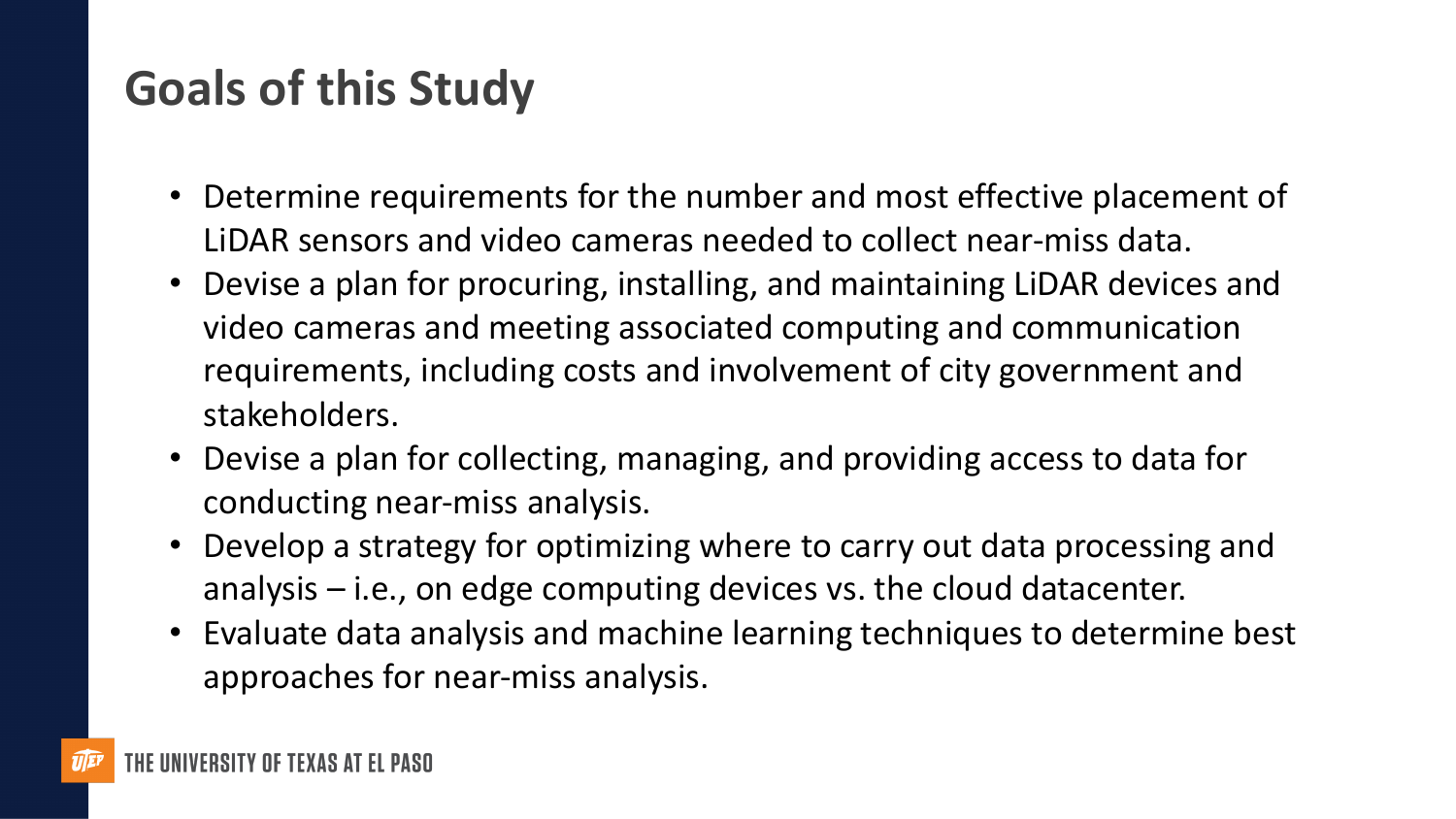# Goals of this Study

- Determine requirements for the number and most effective placement of LiDAR sensors and video cameras needed to collect near-miss data.
- Devise a plan for procuring, installing, and maintaining LiDAR devices and video cameras and meeting associated computing and communication requirements, including costs and involvement of city government and stakeholders.
- Devise a plan for collecting, managing, and providing access to data for conducting near-miss analysis.
- Develop a strategy for optimizing where to carry out data processing and analysis – i.e., on edge computing devices vs. the cloud datacenter.
- Evaluate data analysis and machine learning techniques to determine best approaches for near-miss analysis.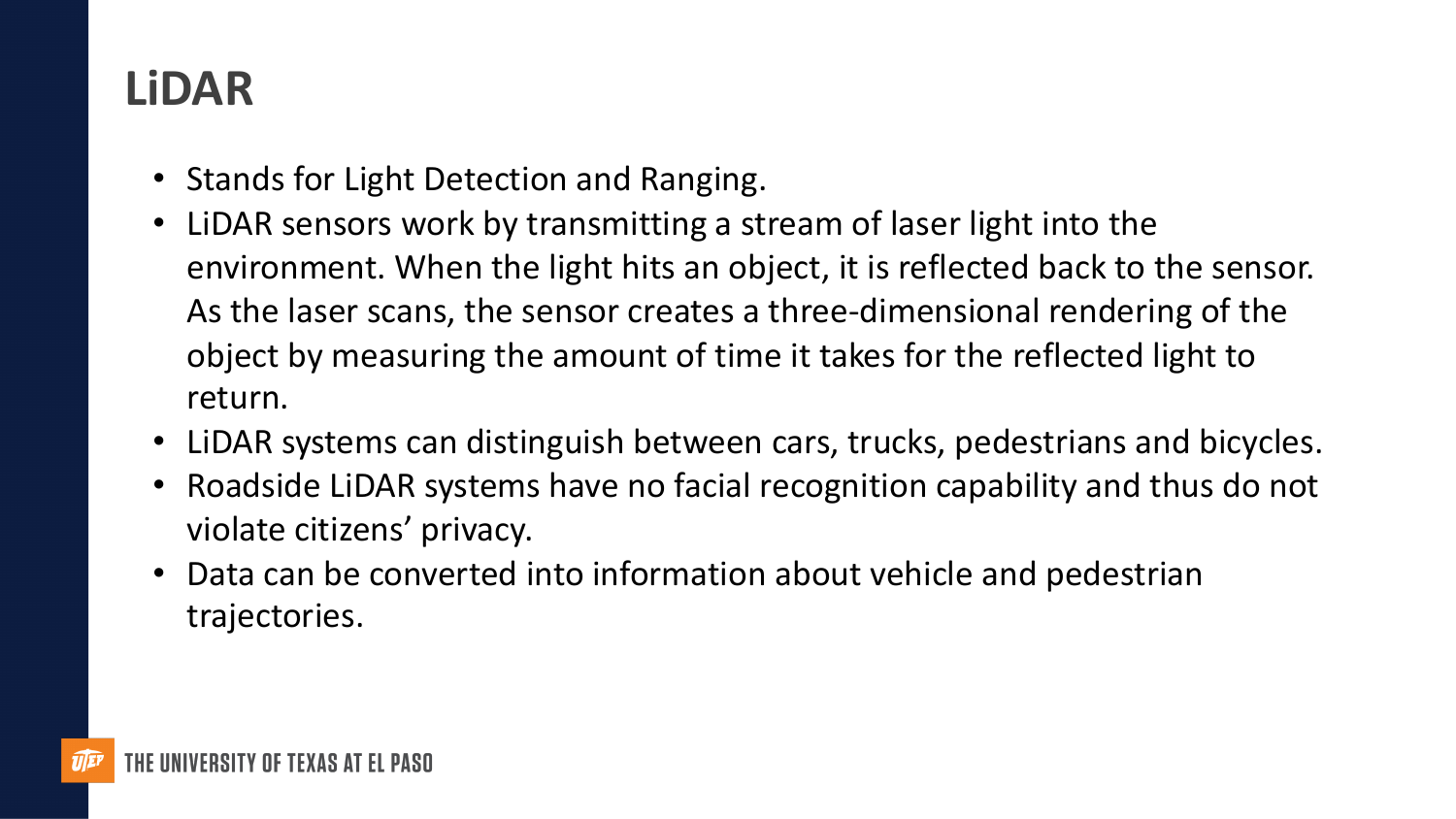# LiDAR

- Stands for Light Detection and Ranging.
- LiDAR sensors work by transmitting a stream of laser light into the environment. When the light hits an object, it is reflected back to the sensor. As the laser scans, the sensor creates a three-dimensional rendering of the object by measuring the amount of time it takes for the reflected light to return.
- LiDAR systems can distinguish between cars, trucks, pedestrians and bicycles.
- Roadside LiDAR systems have no facial recognition capability and thus do not violate citizens' privacy.
- Data can be converted into information about vehicle and pedestrian trajectories.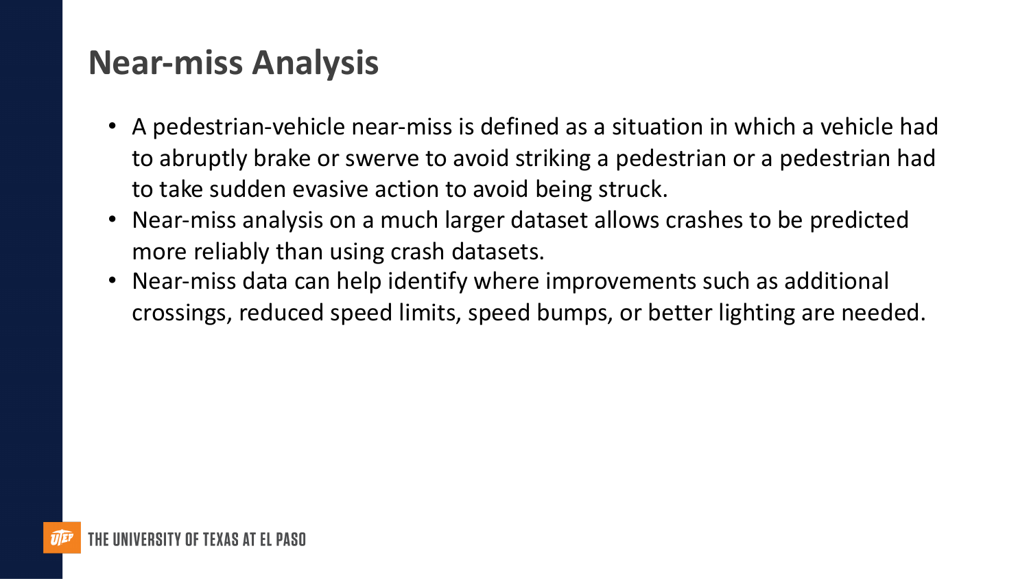# Near-miss Analysis

- A pedestrian-vehicle near-miss is defined as a situation in which a vehicle had to abruptly brake or swerve to avoid striking a pedestrian or a pedestrian had to take sudden evasive action to avoid being struck.
- Near-miss analysis on a much larger dataset allows crashes to be predicted more reliably than using crash datasets.
- Near-miss data can help identify where improvements such as additional crossings, reduced speed limits, speed bumps, or better lighting are needed.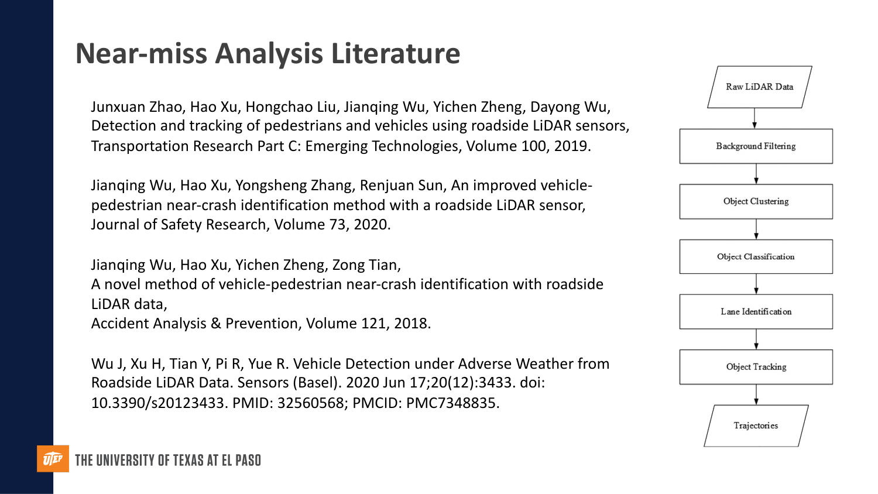# Near-miss Analysis Literature

Junxuan Zhao, Hao Xu, Hongchao Liu, Jianqing Wu, Yichen Zheng, Dayong Wu, Detection and tracking of pedestrians and vehicles using roadside LiDAR sensors, Transportation Research Part C: Emerging Technologies, Volume 100, 2019.

Jianqing Wu, Hao Xu, Yongsheng Zhang, Renjuan Sun, An improved vehicle-pedestrian near-crash identification method with a roadside LiDAR sensor, Journal of Safety Research, Volume 73, 2020.

Jianqing Wu, Hao Xu, Yichen Zheng, Zong Tian,
A novel method of vehicle-pedestrian near-crash identification with roadside LiDAR data,
Accident Analysis & Prevention, Volume 121, 2018.

Wu J, Xu H, Tian Y, Pi R, Yue R. Vehicle Detection under Adverse Weather from Roadside LiDAR Data. Sensors (Basel). 2020 Jun 17;20(12):3433. doi: 10.3390/s20123433. PMID: 32560568; PMCID: PMC7348835.

Raw LiDAR Data → Background Filtering → Object Clustering → Object Classification → Lane Identification → Object Tracking → Trajectories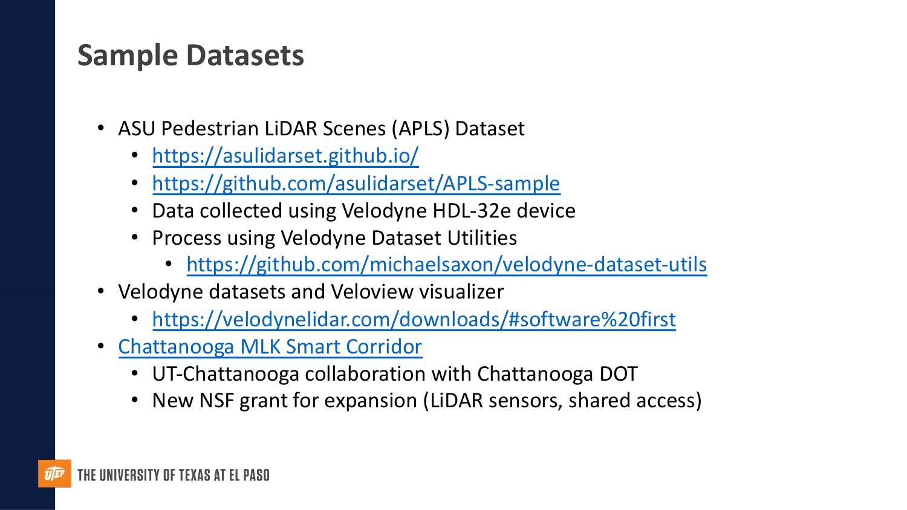## Sample Datasets

- ASU Pedestrian LiDAR Scenes (APLS) Dataset
  - https://asulidarset.github.io/
  - https://github.com/asulidarset/APLS-sample
  - Data collected using Velodyne HDL-32e device
  - Process using Velodyne Dataset Utilities
    - https://github.com/michaelsaxon/velodyne-dataset-utils
- Velodyne datasets and Veloview visualizer
  - https://velodynelidar.com/downloads/#software%20first
- Chattanooga MLK Smart Corridor
  - UT-Chattanooga collaboration with Chattanooga DOT
  - New NSF grant for expansion (LiDAR sensors, shared access)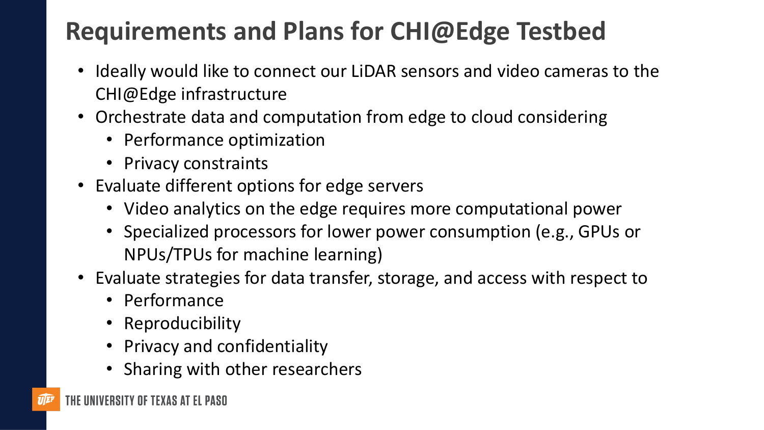# Requirements and Plans for CHI@Edge Testbed

- Ideally would like to connect our LiDAR sensors and video cameras to the CHI@Edge infrastructure
- Orchestrate data and computation from edge to cloud considering
  - Performance optimization
  - Privacy constraints
- Evaluate different options for edge servers
  - Video analytics on the edge requires more computational power
  - Specialized processors for lower power consumption (e.g., GPUs or NPUs/TPUs for machine learning)
- Evaluate strategies for data transfer, storage, and access with respect to
  - Performance
  - Reproducibility
  - Privacy and confidentiality
  - Sharing with other researchers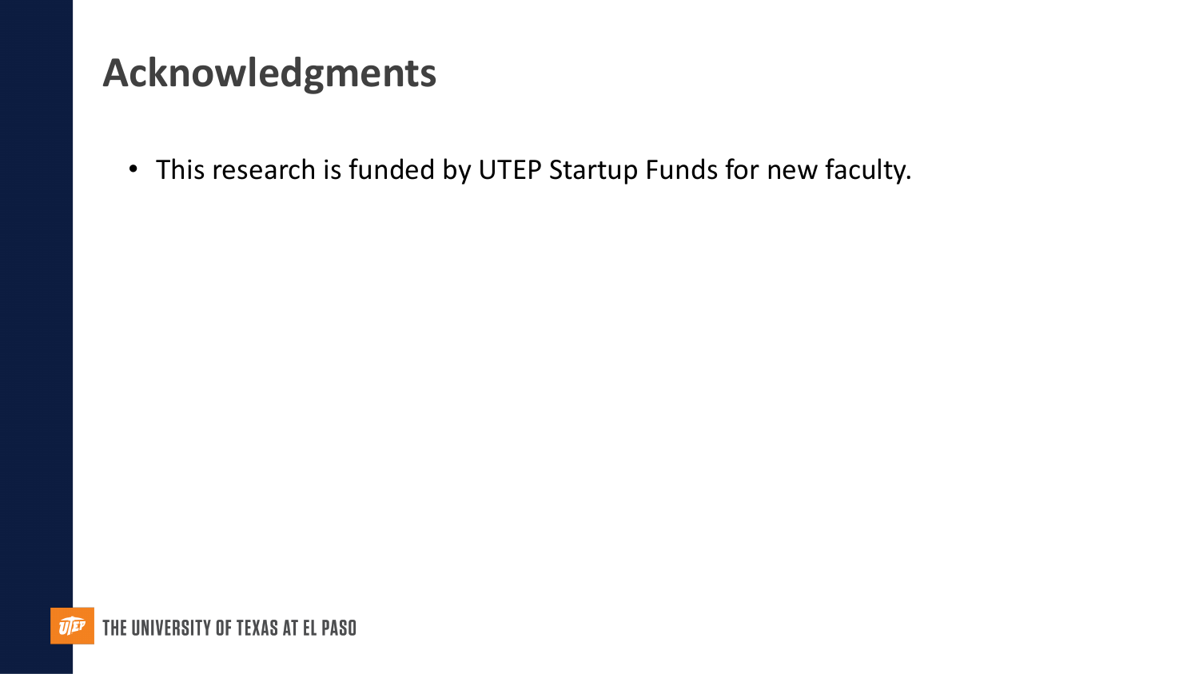# Acknowledgments

- This research is funded by UTEP Startup Funds for new faculty.